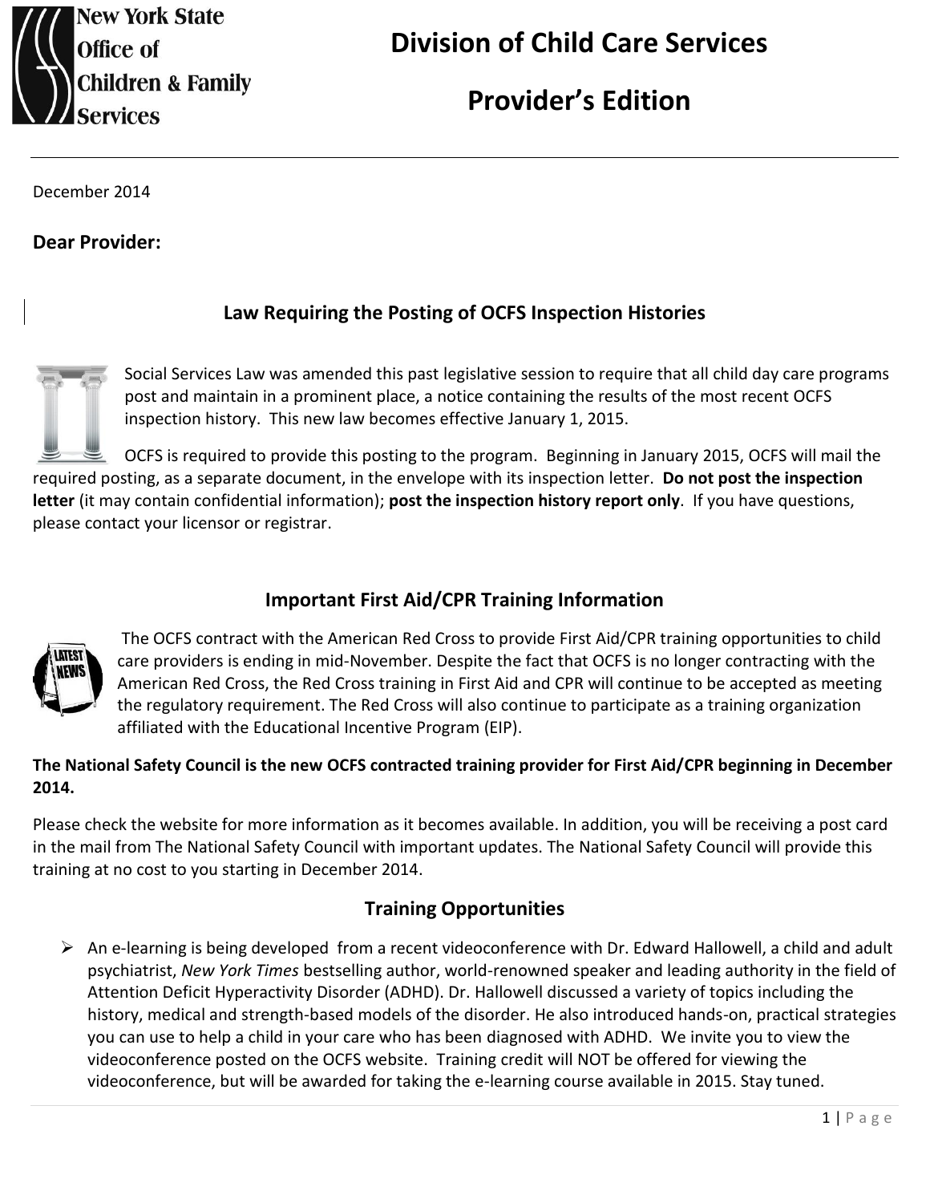New York State Office of Children & Family Services

# Division of Child Care Services

# Provider's Edition

December 2014

**Dear Provider:**

## Law Requiring the Posting of OCFS Inspection Histories

Social Services Law was amended this past legislative session to require that all child day care programs post and maintain in a prominent place, a notice containing the results of the most recent OCFS inspection history. This new law becomes effective January 1, 2015.

OCFS is required to provide this posting to the program. Beginning in January 2015, OCFS will mail the required posting, as a separate document, in the envelope with its inspection letter. **Do not post the inspection letter** (it may contain confidential information); **post the inspection history report only**. If you have questions, please contact your licensor or registrar.

## Important First Aid/CPR Training Information

The OCFS contract with the American Red Cross to provide First Aid/CPR training opportunities to child care providers is ending in mid-November. Despite the fact that OCFS is no longer contracting with the American Red Cross, the Red Cross training in First Aid and CPR will continue to be accepted as meeting the regulatory requirement. The Red Cross will also continue to participate as a training organization affiliated with the Educational Incentive Program (EIP).

**The National Safety Council is the new OCFS contracted training provider for First Aid/CPR beginning in December 2014.**

Please check the website for more information as it becomes available. In addition, you will be receiving a post card in the mail from The National Safety Council with important updates. The National Safety Council will provide this training at no cost to you starting in December 2014.

## Training Opportunities

- An e-learning is being developed from a recent videoconference with Dr. Edward Hallowell, a child and adult psychiatrist, *New York Times* bestselling author, world-renowned speaker and leading authority in the field of Attention Deficit Hyperactivity Disorder (ADHD). Dr. Hallowell discussed a variety of topics including the history, medical and strength-based models of the disorder. He also introduced hands-on, practical strategies you can use to help a child in your care who has been diagnosed with ADHD. We invite you to view the videoconference posted on the OCFS website. Training credit will NOT be offered for viewing the videoconference, but will be awarded for taking the e-learning course available in 2015. Stay tuned.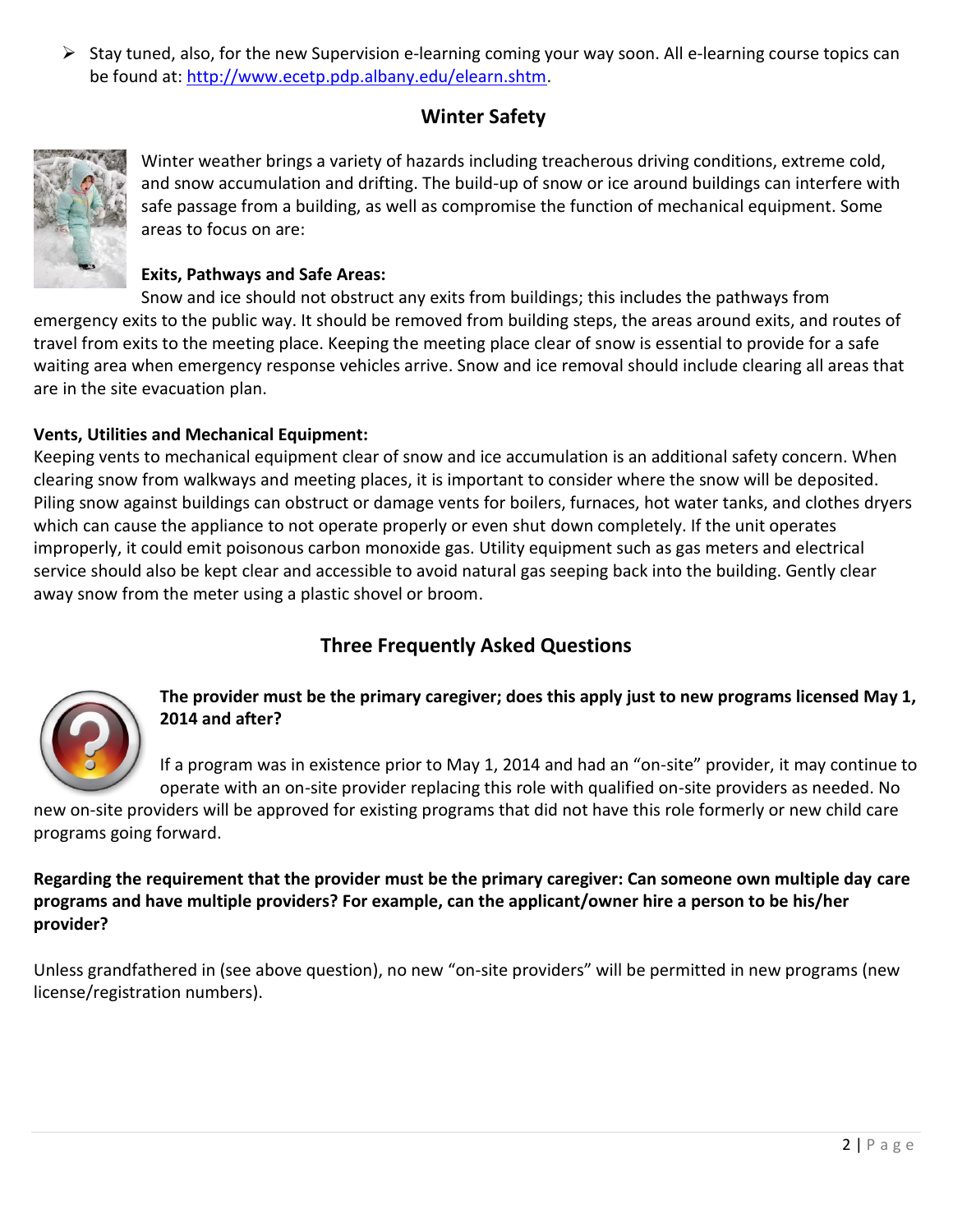- Stay tuned, also, for the new Supervision e-learning coming your way soon. All e-learning course topics can be found at: [http://www.ecetp.pdp.albany.edu/elearn.shtm](http://www.ecetp.pdp.albany.edu/elearn.shtm).

## Winter Safety

Winter weather brings a variety of hazards including treacherous driving conditions, extreme cold, and snow accumulation and drifting. The build-up of snow or ice around buildings can interfere with safe passage from a building, as well as compromise the function of mechanical equipment. Some areas to focus on are:

**Exits, Pathways and Safe Areas:**

Snow and ice should not obstruct any exits from buildings; this includes the pathways from emergency exits to the public way. It should be removed from building steps, the areas around exits, and routes of travel from exits to the meeting place. Keeping the meeting place clear of snow is essential to provide for a safe waiting area when emergency response vehicles arrive. Snow and ice removal should include clearing all areas that are in the site evacuation plan.

**Vents, Utilities and Mechanical Equipment:**

Keeping vents to mechanical equipment clear of snow and ice accumulation is an additional safety concern. When clearing snow from walkways and meeting places, it is important to consider where the snow will be deposited. Piling snow against buildings can obstruct or damage vents for boilers, furnaces, hot water tanks, and clothes dryers which can cause the appliance to not operate properly or even shut down completely. If the unit operates improperly, it could emit poisonous carbon monoxide gas. Utility equipment such as gas meters and electrical service should also be kept clear and accessible to avoid natural gas seeping back into the building. Gently clear away snow from the meter using a plastic shovel or broom.

## Three Frequently Asked Questions

**The provider must be the primary caregiver; does this apply just to new programs licensed May 1, 2014 and after?**

If a program was in existence prior to May 1, 2014 and had an "on-site" provider, it may continue to operate with an on-site provider replacing this role with qualified on-site providers as needed. No new on-site providers will be approved for existing programs that did not have this role formerly or new child care programs going forward.

**Regarding the requirement that the provider must be the primary caregiver: Can someone own multiple day care programs and have multiple providers? For example, can the applicant/owner hire a person to be his/her provider?**

Unless grandfathered in (see above question), no new "on-site providers" will be permitted in new programs (new license/registration numbers).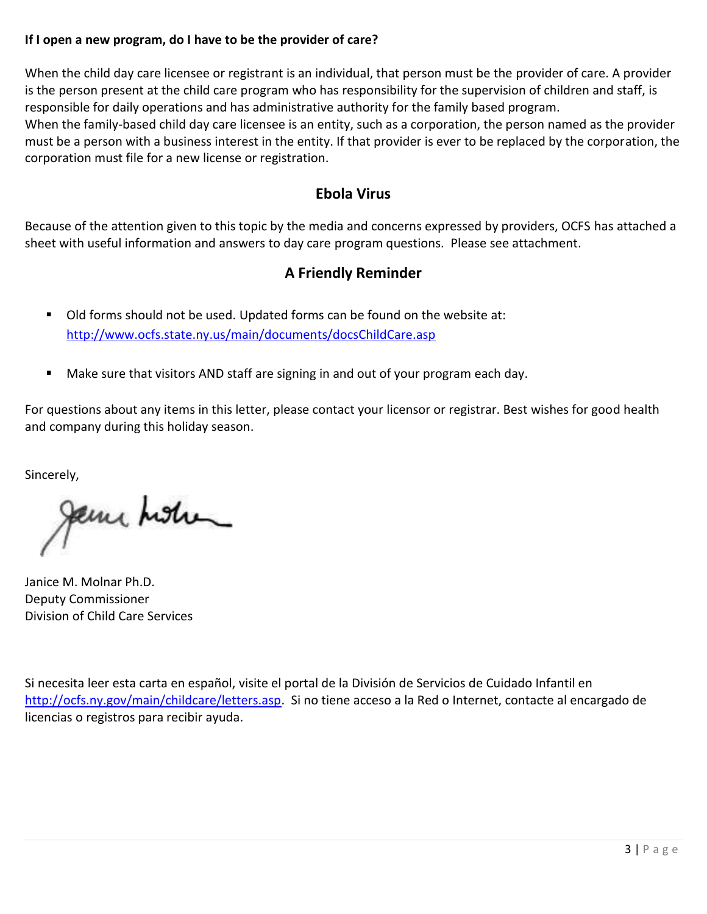**If I open a new program, do I have to be the provider of care?**

When the child day care licensee or registrant is an individual, that person must be the provider of care. A provider is the person present at the child care program who has responsibility for the supervision of children and staff, is responsible for daily operations and has administrative authority for the family based program.
When the family-based child day care licensee is an entity, such as a corporation, the person named as the provider must be a person with a business interest in the entity. If that provider is ever to be replaced by the corporation, the corporation must file for a new license or registration.

## Ebola Virus

Because of the attention given to this topic by the media and concerns expressed by providers, OCFS has attached a sheet with useful information and answers to day care program questions. Please see attachment.

## A Friendly Reminder

- Old forms should not be used. Updated forms can be found on the website at: http://www.ocfs.state.ny.us/main/documents/docsChildCare.asp
- Make sure that visitors AND staff are signing in and out of your program each day.

For questions about any items in this letter, please contact your licensor or registrar. Best wishes for good health and company during this holiday season.

Sincerely,

Janice M. Molnar Ph.D.
Deputy Commissioner
Division of Child Care Services

Si necesita leer esta carta en español, visite el portal de la División de Servicios de Cuidado Infantil en http://ocfs.ny.gov/main/childcare/letters.asp. Si no tiene acceso a la Red o Internet, contacte al encargado de licencias o registros para recibir ayuda.